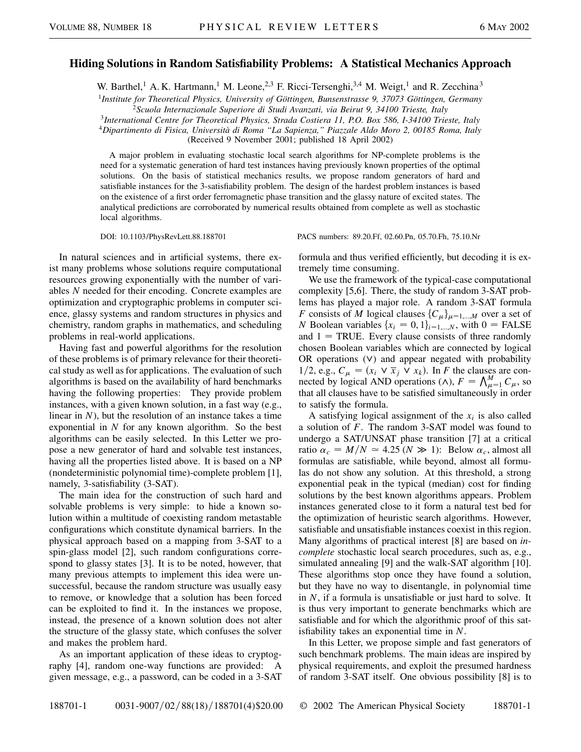# Hiding Solutions in Random Satisfiability Problems: A Statistical Mechanics Approach

W. Barthel,[1] A. K. Hartmann,[1] M. Leone,[2,3] F. Ricci-Tersenghi,[3,4] M. Weigt,[1] and R. Zecchina[3]

[1]*Institute for Theoretical Physics, University of Göttingen, Bunsenstrasse 9, 37073 Göttingen, Germany*
[2]*Scuola Internazionale Superiore di Studi Avanzati, via Beirut 9, 34100 Trieste, Italy*
[3]*International Centre for Theoretical Physics, Strada Costiera 11, P.O. Box 586, I-34100 Trieste, Italy*
[4]*Dipartimento di Fisica, Università di Roma "La Sapienza," Piazzale Aldo Moro 2, 00185 Roma, Italy*

(Received 9 November 2001; published 18 April 2002)

A major problem in evaluating stochastic local search algorithms for NP-complete problems is the need for a systematic generation of hard test instances having previously known properties of the optimal solutions. On the basis of statistical mechanics results, we propose random generators of hard and satisfiable instances for the 3-satisfiability problem. The design of the hardest problem instances is based on the existence of a first order ferromagnetic phase transition and the glassy nature of excited states. The analytical predictions are corroborated by numerical results obtained from complete as well as stochastic local algorithms.

DOI: 10.1103/PhysRevLett.88.188701 PACS numbers: 89.20.Ff, 02.60.Pn, 05.70.Fh, 75.10.Nr

In natural sciences and in artificial systems, there exist many problems whose solutions require computational resources growing exponentially with the number of variables $N$ needed for their encoding. Concrete examples are optimization and cryptographic problems in computer science, glassy systems and random structures in physics and chemistry, random graphs in mathematics, and scheduling problems in real-world applications.

Having fast and powerful algorithms for the resolution of these problems is of primary relevance for their theoretical study as well as for applications. The evaluation of such algorithms is based on the availability of hard benchmarks having the following properties: They provide problem instances, with a given known solution, in a fast way (e.g., linear in $N$), but the resolution of an instance takes a time exponential in $N$ for any known algorithm. So the best algorithms can be easily selected. In this Letter we propose a new generator of hard and solvable test instances, having all the properties listed above. It is based on a NP (nondeterministic polynomial time)-complete problem [1], namely, 3-satisfiability (3-SAT).

The main idea for the construction of such hard and solvable problems is very simple: to hide a known solution within a multitude of coexisting random metastable configurations which constitute dynamical barriers. In the physical approach based on a mapping from 3-SAT to a spin-glass model [2], such random configurations correspond to glassy states [3]. It is to be noted, however, that many previous attempts to implement this idea were unsuccessful, because the random structure was usually easy to remove, or knowledge that a solution has been forced can be exploited to find it. In the instances we propose, instead, the presence of a known solution does not alter the structure of the glassy state, which confuses the solver and makes the problem hard.

As an important application of these ideas to cryptography [4], random one-way functions are provided: A given message, e.g., a password, can be coded in a 3-SAT formula and thus verified efficiently, but decoding it is extremely time consuming.

We use the framework of the typical-case computational complexity [5,6]. There, the study of random 3-SAT problems has played a major role. A random 3-SAT formula $F$ consists of $M$ logical clauses $\{C_\mu\}_{\mu=1,\ldots,M}$ over a set of $N$ Boolean variables $\{x_i = 0, 1\}_{i=1,\ldots,N}$, with $0 =$ FALSE and $1 =$ TRUE. Every clause consists of three randomly chosen Boolean variables which are connected by logical OR operations ($\vee$) and appear negated with probability $1/2$, e.g., $C_\mu = (x_i \vee \overline{x}_j \vee x_k)$. In $F$ the clauses are connected by logical AND operations ($\wedge$), $F = \bigwedge_{\mu=1}^{M} C_\mu$, so that all clauses have to be satisfied simultaneously in order to satisfy the formula.

A satisfying logical assignment of the $x_i$ is also called a solution of $F$. The random 3-SAT model was found to undergo a SAT/UNSAT phase transition [7] at a critical ratio $\alpha_c = M/N \simeq 4.25$ ($N \gg 1$): Below $\alpha_c$, almost all formulas are satisfiable, while beyond, almost all formulas do not show any solution. At this threshold, a strong exponential peak in the typical (median) cost for finding solutions by the best known algorithms appears. Problem instances generated close to it form a natural test bed for the optimization of heuristic search algorithms. However, satisfiable and unsatisfiable instances coexist in this region. Many algorithms of practical interest [8] are based on *incomplete* stochastic local search procedures, such as, e.g., simulated annealing [9] and the walk-SAT algorithm [10]. These algorithms stop once they have found a solution, but they have no way to disentangle, in polynomial time in $N$, if a formula is unsatisfiable or just hard to solve. It is thus very important to generate benchmarks which are satisfiable and for which the algorithmic proof of this satisfiability takes an exponential time in $N$.

In this Letter, we propose simple and fast generators of such benchmark problems. The main ideas are inspired by physical requirements, and exploit the presumed hardness of random 3-SAT itself. One obvious possibility [8] is to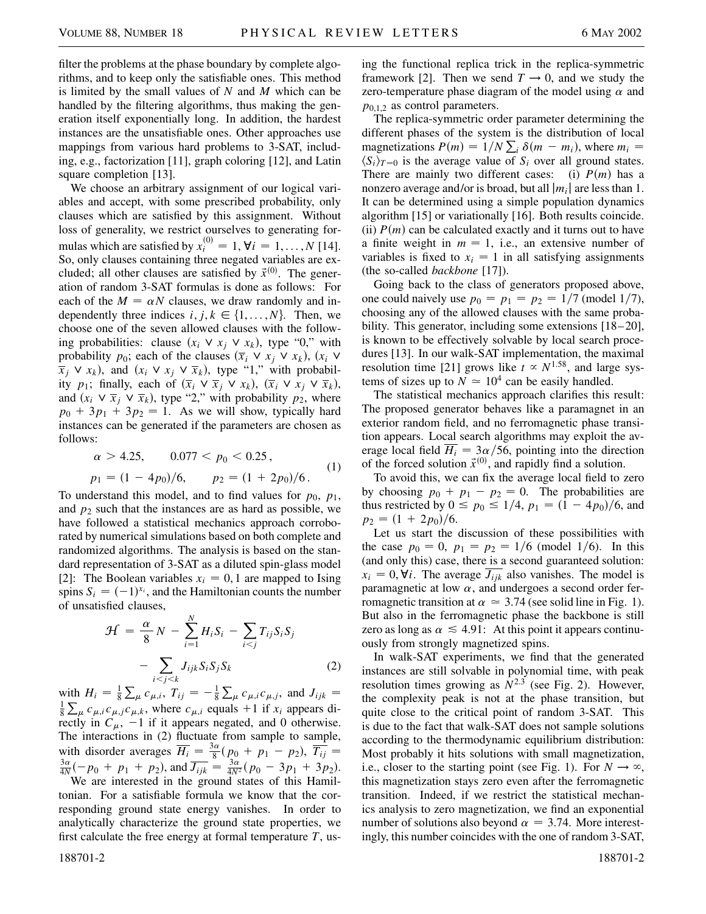filter the problems at the phase boundary by complete algorithms, and to keep only the satisfiable ones. This method is limited by the small values of $N$ and $M$ which can be handled by the filtering algorithms, thus making the generation itself exponentially long. In addition, the hardest instances are the unsatisfiable ones. Other approaches use mappings from various hard problems to 3-SAT, including, e.g., factorization [11], graph coloring [12], and Latin square completion [13].

We choose an arbitrary assignment of our logical variables and accept, with some prescribed probability, only clauses which are satisfied by this assignment. Without loss of generality, we restrict ourselves to generating formulas which are satisfied by $x_i^{(0)} = 1, \forall i = 1, \ldots, N$ [14]. So, only clauses containing three negated variables are excluded; all other clauses are satisfied by $\vec{x}^{(0)}$. The generation of random 3-SAT formulas is done as follows: For each of the $M = \alpha N$ clauses, we draw randomly and independently three indices $i, j, k \in \{1, \ldots, N\}$. Then, we choose one of the seven allowed clauses with the following probabilities: clause $(x_i \vee x_j \vee x_k)$, type "0," with probability $p_0$; each of the clauses $(\overline{x}_i \vee x_j \vee x_k)$, $(x_i \vee \overline{x}_j \vee x_k)$, and $(x_i \vee x_j \vee \overline{x}_k)$, type "1," with probability $p_1$; finally, each of $(\overline{x}_i \vee \overline{x}_j \vee x_k)$, $(\overline{x}_i \vee x_j \vee \overline{x}_k)$, and $(x_i \vee \overline{x}_j \vee \overline{x}_k)$, type "2," with probability $p_2$, where $p_0 + 3p_1 + 3p_2 = 1$. As we will show, typically hard instances can be generated if the parameters are chosen as follows:

$$\begin{aligned} &\alpha > 4.25, \qquad 0.077 < p_0 < 0.25\,, \\ &p_1 = (1 - 4p_0)/6, \qquad p_2 = (1 + 2p_0)/6\,. \end{aligned} \tag{1}$$

To understand this model, and to find values for $p_0$, $p_1$, and $p_2$ such that the instances are as hard as possible, we have followed a statistical mechanics approach corroborated by numerical simulations based on both complete and randomized algorithms. The analysis is based on the standard representation of 3-SAT as a diluted spin-glass model [2]: The Boolean variables $x_i = 0, 1$ are mapped to Ising spins $S_i = (-1)^{x_i}$, and the Hamiltonian counts the number of unsatisfied clauses,

$$\begin{aligned} \mathcal{H} = \frac{\alpha}{8} N - \sum_{i=1}^{N} H_i S_i - \sum_{i<j} T_{ij} S_i S_j \\ - \sum_{i<j<k} J_{ijk} S_i S_j S_k \end{aligned} \tag{2}$$

with $H_i = \frac{1}{8}\sum_\mu c_{\mu,i}$, $T_{ij} = -\frac{1}{8}\sum_\mu c_{\mu,i}c_{\mu,j}$, and $J_{ijk} = \frac{1}{8}\sum_\mu c_{\mu,i}c_{\mu,j}c_{\mu,k}$, where $c_{\mu,i}$ equals $+1$ if $x_i$ appears directly in $C_\mu$, $-1$ if it appears negated, and 0 otherwise. The interactions in (2) fluctuate from sample to sample, with disorder averages $\overline{H_i} = \frac{3\alpha}{8}(p_0 + p_1 - p_2)$, $\overline{T_{ij}} = \frac{3\alpha}{4N}(-p_0 + p_1 + p_2)$, and $\overline{J_{ijk}} = \frac{3\alpha}{4N^2}(p_0 - 3p_1 + 3p_2)$.

We are interested in the ground states of this Hamiltonian. For a satisfiable formula we know that the corresponding ground state energy vanishes. In order to analytically characterize the ground state properties, we first calculate the free energy at formal temperature $T$, using the functional replica trick in the replica-symmetric framework [2]. Then we send $T \to 0$, and we study the zero-temperature phase diagram of the model using $\alpha$ and $p_{0,1,2}$ as control parameters.

The replica-symmetric order parameter determining the different phases of the system is the distribution of local magnetizations $P(m) = 1/N \sum_i \delta(m - m_i)$, where $m_i = \langle S_i \rangle_{T=0}$ is the average value of $S_i$ over all ground states. There are mainly two different cases: (i) $P(m)$ has a nonzero average and/or is broad, but all $|m_i|$ are less than 1. It can be determined using a simple population dynamics algorithm [15] or variationally [16]. Both results coincide. (ii) $P(m)$ can be calculated exactly and it turns out to have a finite weight in $m = 1$, i.e., an extensive number of variables is fixed to $x_i = 1$ in all satisfying assignments (the so-called *backbone* [17]).

Going back to the class of generators proposed above, one could naively use $p_0 = p_1 = p_2 = 1/7$ (model 1/7), choosing any of the allowed clauses with the same probability. This generator, including some extensions [18–20], is known to be effectively solvable by local search procedures [13]. In our walk-SAT implementation, the maximal resolution time [21] grows like $t \propto N^{1.58}$, and large systems of sizes up to $N \simeq 10^4$ can be easily handled.

The statistical mechanics approach clarifies this result: The proposed generator behaves like a paramagnet in an exterior random field, and no ferromagnetic phase transition appears. Local search algorithms may exploit the average local field $\overline{H_i} = 3\alpha/56$, pointing into the direction of the forced solution $\vec{x}^{(0)}$, and rapidly find a solution.

To avoid this, we can fix the average local field to zero by choosing $p_0 + p_1 - p_2 = 0$. The probabilities are thus restricted by $0 \leq p_0 \leq 1/4$, $p_1 = (1 - 4p_0)/6$, and $p_2 = (1 + 2p_0)/6$.

Let us start the discussion of these possibilities with the case $p_0 = 0$, $p_1 = p_2 = 1/6$ (model 1/6). In this (and only this) case, there is a second guaranteed solution: $x_i = 0, \forall i$. The average $\overline{J_{ijk}}$ also vanishes. The model is paramagnetic at low $\alpha$, and undergoes a second order ferromagnetic transition at $\alpha \simeq 3.74$ (see solid line in Fig. 1). But also in the ferromagnetic phase the backbone is still zero as long as $\alpha \lesssim 4.91$: At this point it appears continuously from strongly magnetized spins.

In walk-SAT experiments, we find that the generated instances are still solvable in polynomial time, with peak resolution times growing as $N^{2.3}$ (see Fig. 2). However, the complexity peak is not at the phase transition, but quite close to the critical point of random 3-SAT. This is due to the fact that walk-SAT does not sample solutions according to the thermodynamic equilibrium distribution: Most probably it hits solutions with small magnetization, i.e., closer to the starting point (see Fig. 1). For $N \to \infty$, this magnetization stays zero even after the ferromagnetic transition. Indeed, if we restrict the statistical mechanics analysis to zero magnetization, we find an exponential number of solutions also beyond $\alpha = 3.74$. More interestingly, this number coincides with the one of random 3-SAT,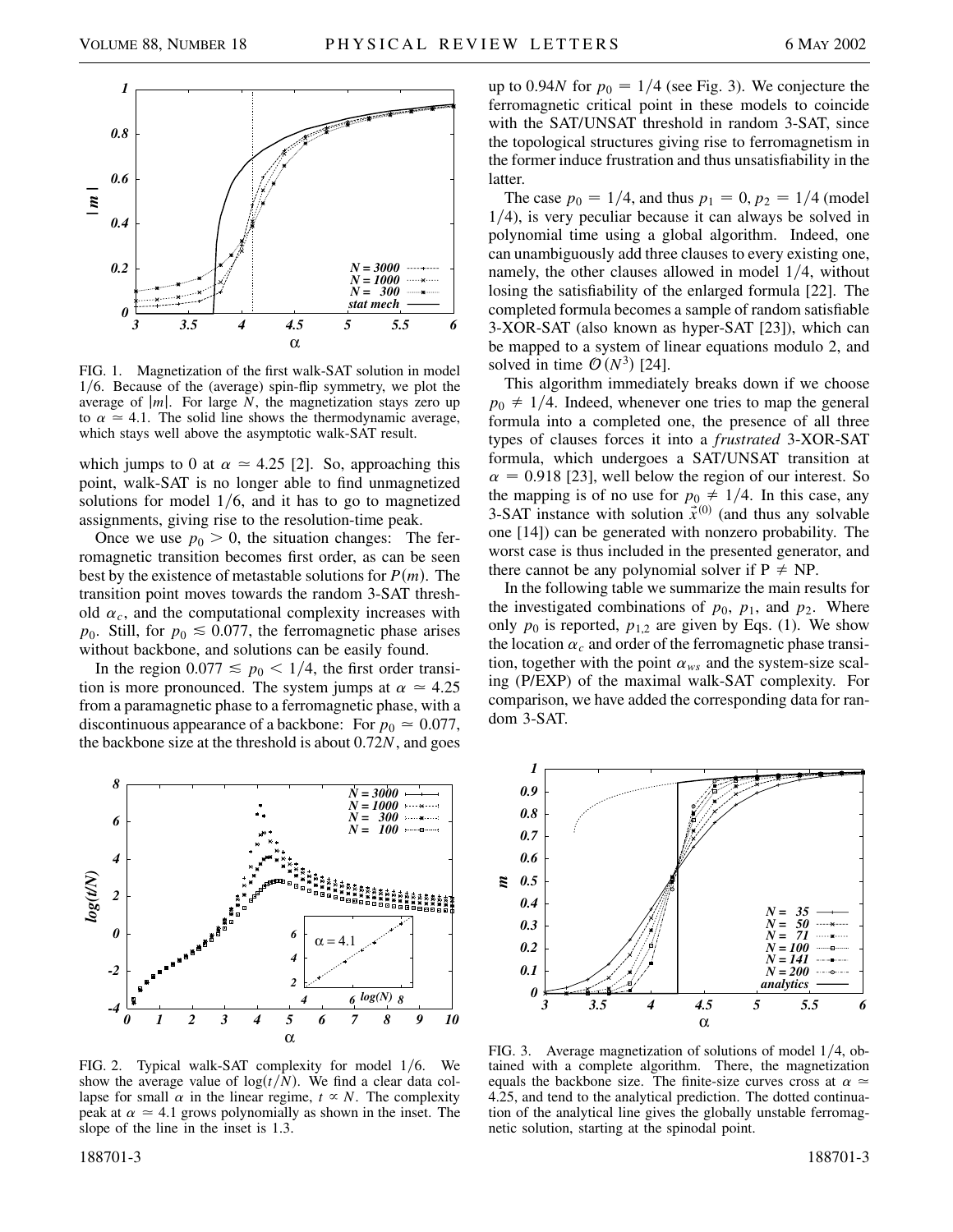FIG. 1. Magnetization of the first walk-SAT solution in model $1/6$. Because of the (average) spin-flip symmetry, we plot the average of $|m|$. For large $N$, the magnetization stays zero up to $\alpha \simeq 4.1$. The solid line shows the thermodynamic average, which stays well above the asymptotic walk-SAT result.

which jumps to 0 at $\alpha \simeq 4.25$ [2]. So, approaching this point, walk-SAT is no longer able to find unmagnetized solutions for model $1/6$, and it has to go to magnetized assignments, giving rise to the resolution-time peak.

Once we use $p_0 > 0$, the situation changes: The ferromagnetic transition becomes first order, as can be seen best by the existence of metastable solutions for $P(m)$. The transition point moves towards the random 3-SAT threshold $\alpha_c$, and the computational complexity increases with $p_0$. Still, for $p_0 \lesssim 0.077$, the ferromagnetic phase arises without backbone, and solutions can be easily found.

In the region $0.077 \lesssim p_0 < 1/4$, the first order transition is more pronounced. The system jumps at $\alpha \simeq 4.25$ from a paramagnetic phase to a ferromagnetic phase, with a discontinuous appearance of a backbone: For $p_0 \simeq 0.077$, the backbone size at the threshold is about $0.72N$, and goes up to $0.94N$ for $p_0 = 1/4$ (see Fig. 3). We conjecture the ferromagnetic critical point in these models to coincide with the SAT/UNSAT threshold in random 3-SAT, since the topological structures giving rise to ferromagnetism in the former induce frustration and thus unsatisfiability in the latter.

The case $p_0 = 1/4$, and thus $p_1 = 0$, $p_2 = 1/4$ (model $1/4$), is very peculiar because it can always be solved in polynomial time using a global algorithm. Indeed, one can unambiguously add three clauses to every existing one, namely, the other clauses allowed in model $1/4$, without losing the satisfiability of the enlarged formula [22]. The completed formula becomes a sample of random satisfiable 3-XOR-SAT (also known as hyper-SAT [23]), which can be mapped to a system of linear equations modulo 2, and solved in time $\mathcal{O}(N^3)$ [24].

This algorithm immediately breaks down if we choose $p_0 \neq 1/4$. Indeed, whenever one tries to map the general formula into a completed one, the presence of all three types of clauses forces it into a *frustrated* 3-XOR-SAT formula, which undergoes a SAT/UNSAT transition at $\alpha = 0.918$ [23], well below the region of our interest. So the mapping is of no use for $p_0 \neq 1/4$. In this case, any 3-SAT instance with solution $\vec{x}^{(0)}$ (and thus any solvable one [14]) can be generated with nonzero probability. The worst case is thus included in the presented generator, and there cannot be any polynomial solver if $P \neq NP$.

In the following table we summarize the main results for the investigated combinations of $p_0$, $p_1$, and $p_2$. Where only $p_0$ is reported, $p_{1,2}$ are given by Eqs. (1). We show the location $\alpha_c$ and order of the ferromagnetic phase transition, together with the point $\alpha_{ws}$ and the system-size scaling (P/EXP) of the maximal walk-SAT complexity. For comparison, we have added the corresponding data for random 3-SAT.

FIG. 2. Typical walk-SAT complexity for model $1/6$. We show the average value of $\log(t/N)$. We find a clear data collapse for small $\alpha$ in the linear regime, $t \propto N$. The complexity peak at $\alpha \simeq 4.1$ grows polynomially as shown in the inset. The slope of the line in the inset is 1.3.

FIG. 3. Average magnetization of solutions of model $1/4$, obtained with a complete algorithm. There, the magnetization equals the backbone size. The finite-size curves cross at $\alpha \simeq 4.25$, and tend to the analytical prediction. The dotted continuation of the analytical line gives the globally unstable ferromagnetic solution, starting at the spinodal point.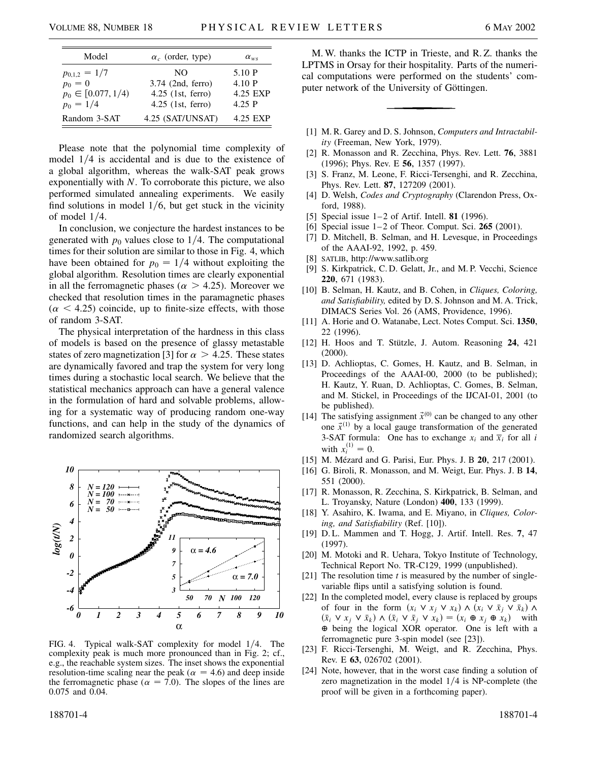| Model | $\alpha_c$ (order, type) | $\alpha_{ws}$ |
|---|---|---|
| $p_{0,1,2} = 1/7$ | NO | 5.10 P |
| $p_0 = 0$ | 3.74 (2nd, ferro) | 4.10 P |
| $p_0 \in [0.077, 1/4)$ | 4.25 (1st, ferro) | 4.25 EXP |
| $p_0 = 1/4$ | 4.25 (1st, ferro) | 4.25 P |
| Random 3-SAT | 4.25 (SAT/UNSAT) | 4.25 EXP |

Please note that the polynomial time complexity of model $1/4$ is accidental and is due to the existence of a global algorithm, whereas the walk-SAT peak grows exponentially with $N$. To corroborate this picture, we also performed simulated annealing experiments. We easily find solutions in model $1/6$, but get stuck in the vicinity of model $1/4$.

In conclusion, we conjecture the hardest instances to be generated with $p_0$ values close to $1/4$. The computational times for their solution are similar to those in Fig. 4, which have been obtained for $p_0 = 1/4$ without exploiting the global algorithm. Resolution times are clearly exponential in all the ferromagnetic phases ($\alpha > 4.25$). Moreover we checked that resolution times in the paramagnetic phases ($\alpha < 4.25$) coincide, up to finite-size effects, with those of random 3-SAT.

The physical interpretation of the hardness in this class of models is based on the presence of glassy metastable states of zero magnetization [3] for $\alpha > 4.25$. These states are dynamically favored and trap the system for very long times during a stochastic local search. We believe that the statistical mechanics approach can have a general valence in the formulation of hard and solvable problems, allowing for a systematic way of producing random one-way functions, and can help in the study of the dynamics of randomized search algorithms.

10
8
6
4
2
0
-2
-4
-6
log(t/N)
N = 120
N = 100
N = 70
N = 50
0 1 2 3 4 5 6 7 8 9 10
α
11
9
7
5
3
α = 4.6
α = 7.0
50 70 N 100 120

FIG. 4. Typical walk-SAT complexity for model $1/4$. The complexity peak is much more pronounced than in Fig. 2; cf., e.g., the reachable system sizes. The inset shows the exponential resolution-time scaling near the peak ($\alpha = 4.6$) and deep inside the ferromagnetic phase ($\alpha = 7.0$). The slopes of the lines are 0.075 and 0.04.

M. W. thanks the ICTP in Trieste, and R. Z. thanks the LPTMS in Orsay for their hospitality. Parts of the numerical computations were performed on the students' computer network of the University of Göttingen.

---

[1] M. R. Garey and D. S. Johnson, *Computers and Intractability* (Freeman, New York, 1979).
[2] R. Monasson and R. Zecchina, Phys. Rev. Lett. **76**, 3881 (1996); Phys. Rev. E **56**, 1357 (1997).
[3] S. Franz, M. Leone, F. Ricci-Tersenghi, and R. Zecchina, Phys. Rev. Lett. **87**, 127209 (2001).
[4] D. Welsh, *Codes and Cryptography* (Clarendon Press, Oxford, 1988).
[5] Special issue 1–2 of Artif. Intell. **81** (1996).
[6] Special issue 1–2 of Theor. Comput. Sci. **265** (2001).
[7] D. Mitchell, B. Selman, and H. Levesque, in Proceedings of the AAAI-92, 1992, p. 459.
[8] SATLIB, http://www.satlib.org
[9] S. Kirkpatrick, C. D. Gelatt, Jr., and M. P. Vecchi, Science **220**, 671 (1983).
[10] B. Selman, H. Kautz, and B. Cohen, in *Cliques, Coloring, and Satisfiability,* edited by D. S. Johnson and M. A. Trick, DIMACS Series Vol. 26 (AMS, Providence, 1996).
[11] A. Horie and O. Watanabe, Lect. Notes Comput. Sci. **1350**, 22 (1996).
[12] H. Hoos and T. Stützle, J. Autom. Reasoning **24**, 421 (2000).
[13] D. Achlioptas, C. Gomes, H. Kautz, and B. Selman, in Proceedings of the AAAI-00, 2000 (to be published); H. Kautz, Y. Ruan, D. Achlioptas, C. Gomes, B. Selman, and M. Stickel, in Proceedings of the IJCAI-01, 2001 (to be published).
[14] The satisfying assignment $\vec{x}^{(0)}$ can be changed to any other one $\vec{x}^{(1)}$ by a local gauge transformation of the generated 3-SAT formula: One has to exchange $x_i$ and $\bar{x}_i$ for all $i$ with $x_i^{(1)} = 0$.
[15] M. Mézard and G. Parisi, Eur. Phys. J. B **20**, 217 (2001).
[16] G. Biroli, R. Monasson, and M. Weigt, Eur. Phys. J. B **14**, 551 (2000).
[17] R. Monasson, R. Zecchina, S. Kirkpatrick, B. Selman, and L. Troyansky, Nature (London) **400**, 133 (1999).
[18] Y. Asahiro, K. Iwama, and E. Miyano, in *Cliques, Coloring, and Satisfiability* (Ref. [10]).
[19] D. L. Mammen and T. Hogg, J. Artif. Intell. Res. **7**, 47 (1997).
[20] M. Motoki and R. Uehara, Tokyo Institute of Technology, Technical Report No. TR-C129, 1999 (unpublished).
[21] The resolution time $t$ is measured by the number of single-variable flips until a satisfying solution is found.
[22] In the completed model, every clause is replaced by groups of four in the form $(x_i \vee x_j \vee x_k) \wedge (x_i \vee \bar{x}_j \vee \bar{x}_k) \wedge (\bar{x}_i \vee x_j \vee \bar{x}_k) \wedge (\bar{x}_i \vee \bar{x}_j \vee x_k) = (x_i \oplus x_j \oplus x_k)$ with $\oplus$ being the logical XOR operator. One is left with a ferromagnetic pure 3-spin model (see [23]).
[23] F. Ricci-Tersenghi, M. Weigt, and R. Zecchina, Phys. Rev. E **63**, 026702 (2001).
[24] Note, however, that in the worst case finding a solution of zero magnetization in the model $1/4$ is NP-complete (the proof will be given in a forthcoming paper).